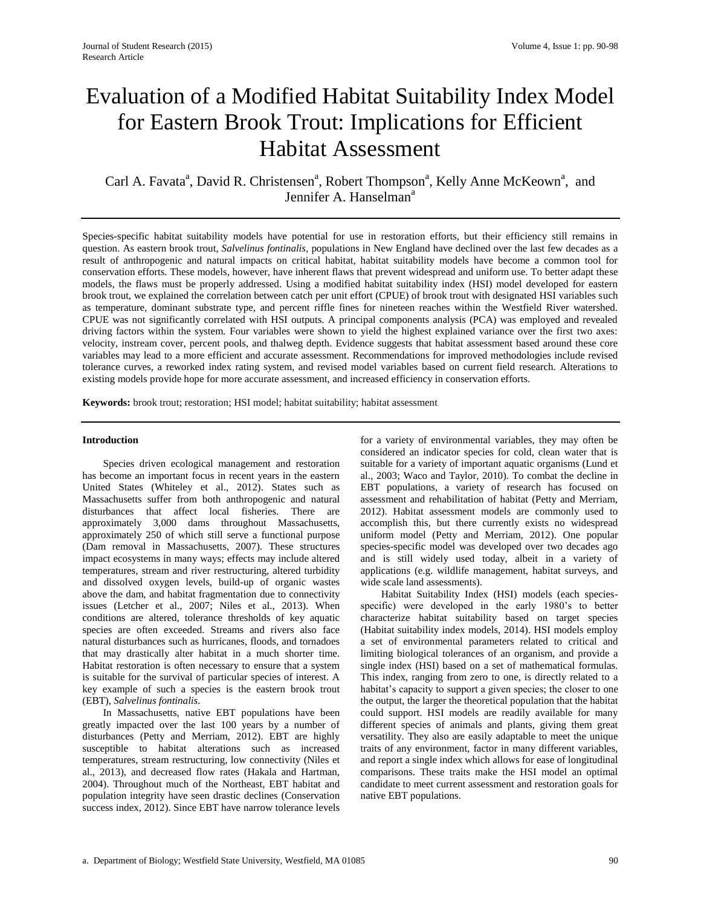# Evaluation of a Modified Habitat Suitability Index Model for Eastern Brook Trout: Implications for Efficient Habitat Assessment

Carl A. Favata[a], David R. Christensen[a], Robert Thompson[a], Kelly Anne McKeown[a], and Jennifer A. Hanselman[a]

Species-specific habitat suitability models have potential for use in restoration efforts, but their efficiency still remains in question. As eastern brook trout, *Salvelinus fontinalis*, populations in New England have declined over the last few decades as a result of anthropogenic and natural impacts on critical habitat, habitat suitability models have become a common tool for conservation efforts. These models, however, have inherent flaws that prevent widespread and uniform use. To better adapt these models, the flaws must be properly addressed. Using a modified habitat suitability index (HSI) model developed for eastern brook trout, we explained the correlation between catch per unit effort (CPUE) of brook trout with designated HSI variables such as temperature, dominant substrate type, and percent riffle fines for nineteen reaches within the Westfield River watershed. CPUE was not significantly correlated with HSI outputs. A principal components analysis (PCA) was employed and revealed driving factors within the system. Four variables were shown to yield the highest explained variance over the first two axes: velocity, instream cover, percent pools, and thalweg depth. Evidence suggests that habitat assessment based around these core variables may lead to a more efficient and accurate assessment. Recommendations for improved methodologies include revised tolerance curves, a reworked index rating system, and revised model variables based on current field research. Alterations to existing models provide hope for more accurate assessment, and increased efficiency in conservation efforts.

**Keywords:** brook trout; restoration; HSI model; habitat suitability; habitat assessment

## Introduction

Species driven ecological management and restoration has become an important focus in recent years in the eastern United States (Whiteley et al., 2012). States such as Massachusetts suffer from both anthropogenic and natural disturbances that affect local fisheries. There are approximately 3,000 dams throughout Massachusetts, approximately 250 of which still serve a functional purpose (Dam removal in Massachusetts, 2007). These structures impact ecosystems in many ways; effects may include altered temperatures, stream and river restructuring, altered turbidity and dissolved oxygen levels, build-up of organic wastes above the dam, and habitat fragmentation due to connectivity issues (Letcher et al., 2007; Niles et al., 2013). When conditions are altered, tolerance thresholds of key aquatic species are often exceeded. Streams and rivers also face natural disturbances such as hurricanes, floods, and tornadoes that may drastically alter habitat in a much shorter time. Habitat restoration is often necessary to ensure that a system is suitable for the survival of particular species of interest. A key example of such a species is the eastern brook trout (EBT), *Salvelinus fontinalis*.

In Massachusetts, native EBT populations have been greatly impacted over the last 100 years by a number of disturbances (Petty and Merriam, 2012). EBT are highly susceptible to habitat alterations such as increased temperatures, stream restructuring, low connectivity (Niles et al., 2013), and decreased flow rates (Hakala and Hartman, 2004). Throughout much of the Northeast, EBT habitat and population integrity have seen drastic declines (Conservation success index, 2012). Since EBT have narrow tolerance levels for a variety of environmental variables, they may often be considered an indicator species for cold, clean water that is suitable for a variety of important aquatic organisms (Lund et al., 2003; Waco and Taylor, 2010). To combat the decline in EBT populations, a variety of research has focused on assessment and rehabilitation of habitat (Petty and Merriam, 2012). Habitat assessment models are commonly used to accomplish this, but there currently exists no widespread uniform model (Petty and Merriam, 2012). One popular species-specific model was developed over two decades ago and is still widely used today, albeit in a variety of applications (e.g. wildlife management, habitat surveys, and wide scale land assessments).

Habitat Suitability Index (HSI) models (each species-specific) were developed in the early 1980's to better characterize habitat suitability based on target species (Habitat suitability index models, 2014). HSI models employ a set of environmental parameters related to critical and limiting biological tolerances of an organism, and provide a single index (HSI) based on a set of mathematical formulas. This index, ranging from zero to one, is directly related to a habitat's capacity to support a given species; the closer to one the output, the larger the theoretical population that the habitat could support. HSI models are readily available for many different species of animals and plants, giving them great versatility. They also are easily adaptable to meet the unique traits of any environment, factor in many different variables, and report a single index which allows for ease of longitudinal comparisons. These traits make the HSI model an optimal candidate to meet current assessment and restoration goals for native EBT populations.

a. Department of Biology; Westfield State University, Westfield, MA 01085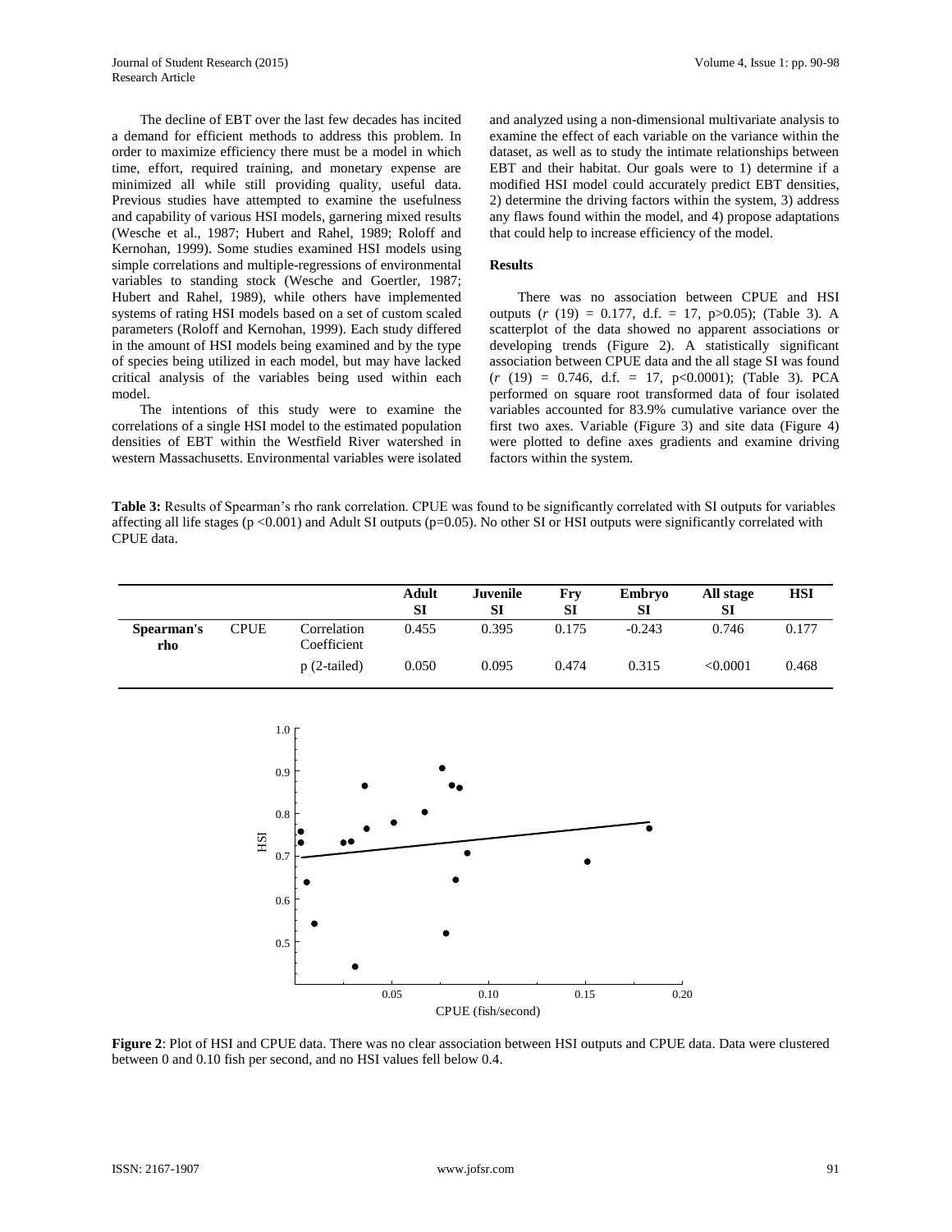The decline of EBT over the last few decades has incited a demand for efficient methods to address this problem. In order to maximize efficiency there must be a model in which time, effort, required training, and monetary expense are minimized all while still providing quality, useful data. Previous studies have attempted to examine the usefulness and capability of various HSI models, garnering mixed results (Wesche et al., 1987; Hubert and Rahel, 1989; Roloff and Kernohan, 1999). Some studies examined HSI models using simple correlations and multiple-regressions of environmental variables to standing stock (Wesche and Goertler, 1987; Hubert and Rahel, 1989), while others have implemented systems of rating HSI models based on a set of custom scaled parameters (Roloff and Kernohan, 1999). Each study differed in the amount of HSI models being examined and by the type of species being utilized in each model, but may have lacked critical analysis of the variables being used within each model.

The intentions of this study were to examine the correlations of a single HSI model to the estimated population densities of EBT within the Westfield River watershed in western Massachusetts. Environmental variables were isolated and analyzed using a non-dimensional multivariate analysis to examine the effect of each variable on the variance within the dataset, as well as to study the intimate relationships between EBT and their habitat. Our goals were to 1) determine if a modified HSI model could accurately predict EBT densities, 2) determine the driving factors within the system, 3) address any flaws found within the model, and 4) propose adaptations that could help to increase efficiency of the model.

## Results

There was no association between CPUE and HSI outputs ($r$ (19) = 0.177, d.f. = 17, $p>0.05$); (Table 3). A scatterplot of the data showed no apparent associations or developing trends (Figure 2). A statistically significant association between CPUE data and the all stage SI was found ($r$ (19) = 0.746, d.f. = 17, $p<0.0001$); (Table 3). PCA performed on square root transformed data of four isolated variables accounted for 83.9% cumulative variance over the first two axes. Variable (Figure 3) and site data (Figure 4) were plotted to define axes gradients and examine driving factors within the system.

**Table 3:** Results of Spearman's rho rank correlation. CPUE was found to be significantly correlated with SI outputs for variables affecting all life stages ($p<0.001$) and Adult SI outputs ($p=0.05$). No other SI or HSI outputs were significantly correlated with CPUE data.

| | | | Adult SI | Juvenile SI | Fry SI | Embryo SI | All stage SI | HSI |
|---|---|---|---|---|---|---|---|---|
| **Spearman's rho** | CPUE | Correlation Coefficient | 0.455 | 0.395 | 0.175 | -0.243 | 0.746 | 0.177 |
| | | p (2-tailed) | 0.050 | 0.095 | 0.474 | 0.315 | <0.0001 | 0.468 |

**Figure 2**: Plot of HSI and CPUE data. There was no clear association between HSI outputs and CPUE data. Data were clustered between 0 and 0.10 fish per second, and no HSI values fell below 0.4.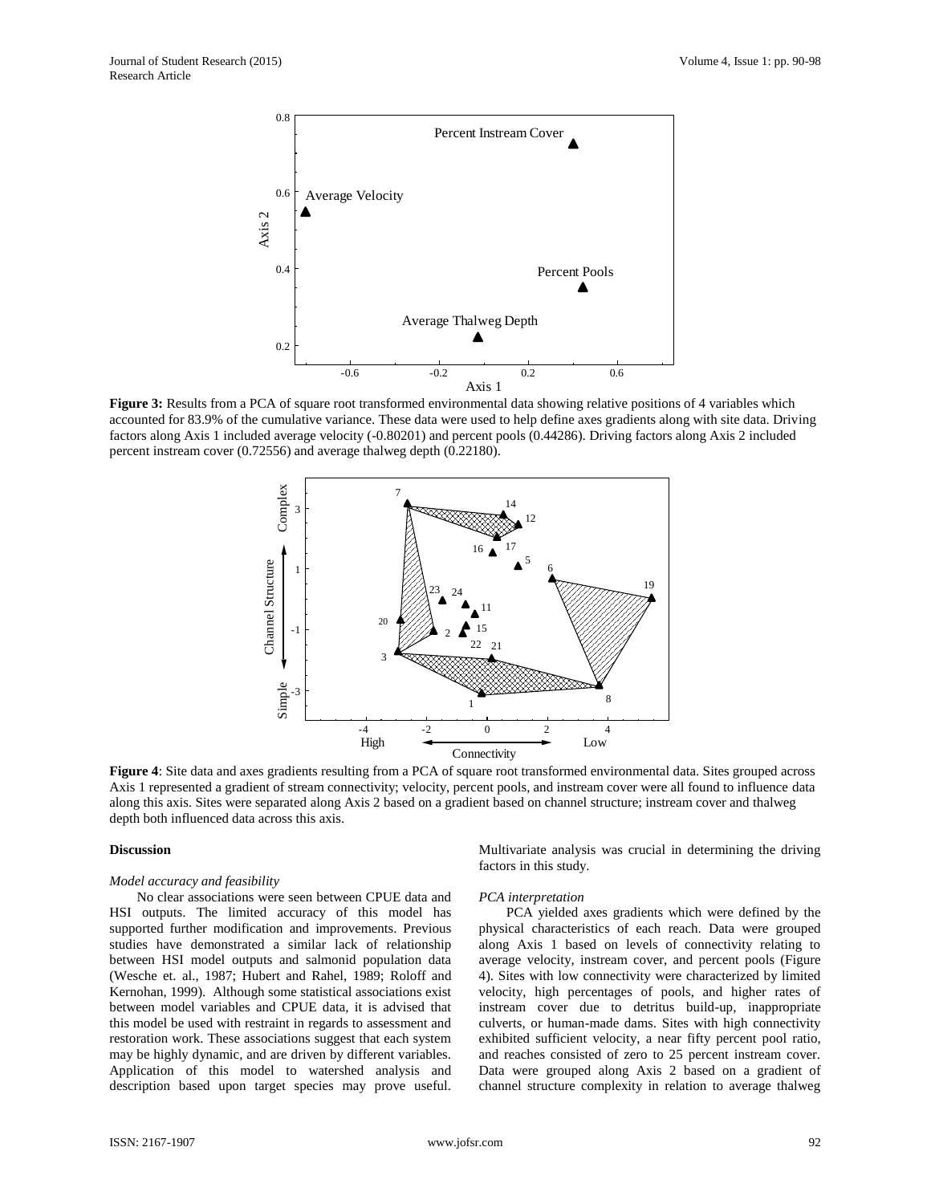**Figure 3:** Results from a PCA of square root transformed environmental data showing relative positions of 4 variables which accounted for 83.9% of the cumulative variance. These data were used to help define axes gradients along with site data. Driving factors along Axis 1 included average velocity (-0.80201) and percent pools (0.44286). Driving factors along Axis 2 included percent instream cover (0.72556) and average thalweg depth (0.22180).

**Figure 4**: Site data and axes gradients resulting from a PCA of square root transformed environmental data. Sites grouped across Axis 1 represented a gradient of stream connectivity; velocity, percent pools, and instream cover were all found to influence data along this axis. Sites were separated along Axis 2 based on a gradient based on channel structure; instream cover and thalweg depth both influenced data across this axis.

## Discussion

### *Model accuracy and feasibility*

No clear associations were seen between CPUE data and HSI outputs. The limited accuracy of this model has supported further modification and improvements. Previous studies have demonstrated a similar lack of relationship between HSI model outputs and salmonid population data (Wesche et. al., 1987; Hubert and Rahel, 1989; Roloff and Kernohan, 1999). Although some statistical associations exist between model variables and CPUE data, it is advised that this model be used with restraint in regards to assessment and restoration work. These associations suggest that each system may be highly dynamic, and are driven by different variables. Application of this model to watershed analysis and description based upon target species may prove useful. Multivariate analysis was crucial in determining the driving factors in this study.

### *PCA interpretation*

PCA yielded axes gradients which were defined by the physical characteristics of each reach. Data were grouped along Axis 1 based on levels of connectivity relating to average velocity, instream cover, and percent pools (Figure 4). Sites with low connectivity were characterized by limited velocity, high percentages of pools, and higher rates of instream cover due to detritus build-up, inappropriate culverts, or human-made dams. Sites with high connectivity exhibited sufficient velocity, a near fifty percent pool ratio, and reaches consisted of zero to 25 percent instream cover. Data were grouped along Axis 2 based on a gradient of channel structure complexity in relation to average thalweg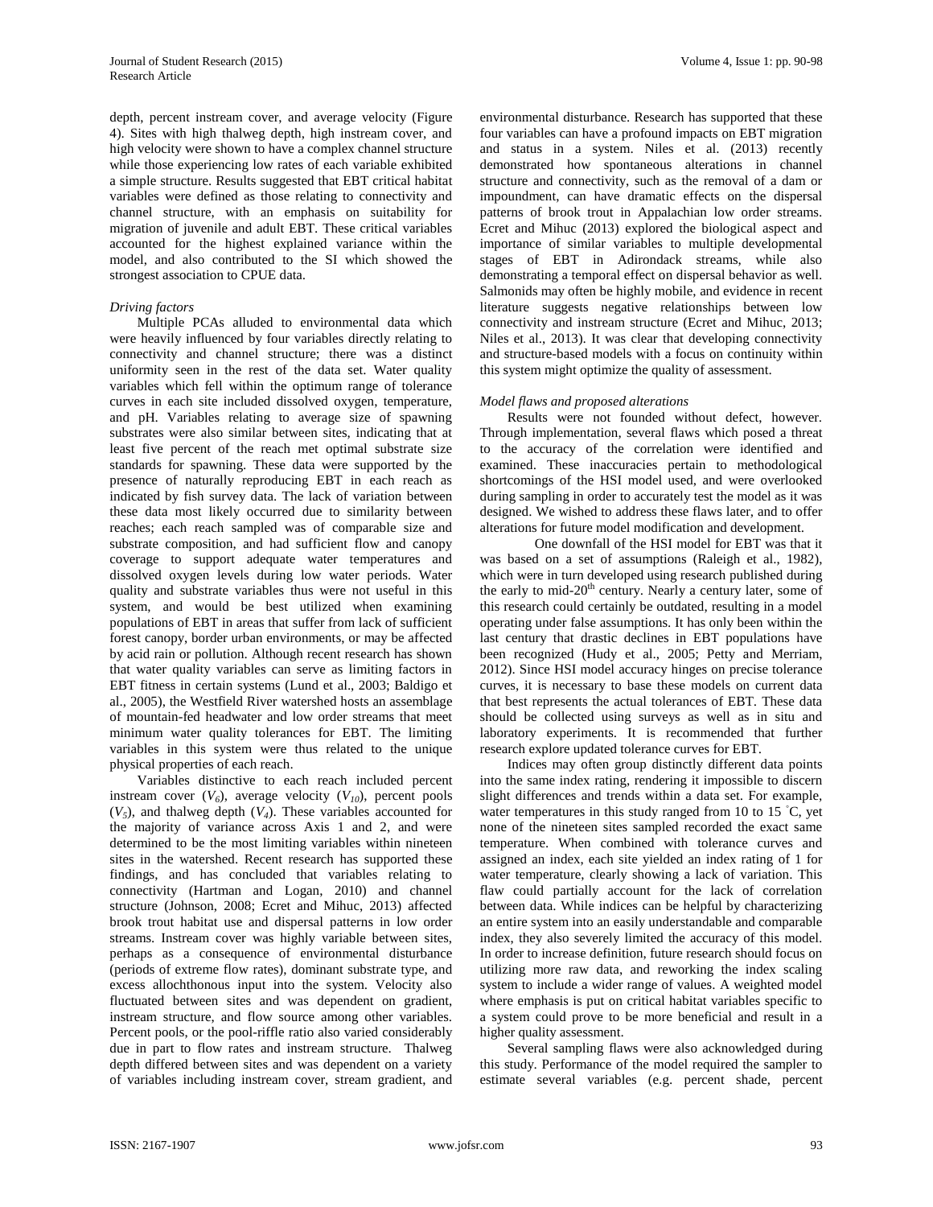depth, percent instream cover, and average velocity (Figure 4). Sites with high thalweg depth, high instream cover, and high velocity were shown to have a complex channel structure while those experiencing low rates of each variable exhibited a simple structure. Results suggested that EBT critical habitat variables were defined as those relating to connectivity and channel structure, with an emphasis on suitability for migration of juvenile and adult EBT. These critical variables accounted for the highest explained variance within the model, and also contributed to the SI which showed the strongest association to CPUE data.

*Driving factors*

Multiple PCAs alluded to environmental data which were heavily influenced by four variables directly relating to connectivity and channel structure; there was a distinct uniformity seen in the rest of the data set. Water quality variables which fell within the optimum range of tolerance curves in each site included dissolved oxygen, temperature, and pH. Variables relating to average size of spawning substrates were also similar between sites, indicating that at least five percent of the reach met optimal substrate size standards for spawning. These data were supported by the presence of naturally reproducing EBT in each reach as indicated by fish survey data. The lack of variation between these data most likely occurred due to similarity between reaches; each reach sampled was of comparable size and substrate composition, and had sufficient flow and canopy coverage to support adequate water temperatures and dissolved oxygen levels during low water periods. Water quality and substrate variables thus were not useful in this system, and would be best utilized when examining populations of EBT in areas that suffer from lack of sufficient forest canopy, border urban environments, or may be affected by acid rain or pollution. Although recent research has shown that water quality variables can serve as limiting factors in EBT fitness in certain systems (Lund et al., 2003; Baldigo et al., 2005), the Westfield River watershed hosts an assemblage of mountain-fed headwater and low order streams that meet minimum water quality tolerances for EBT. The limiting variables in this system were thus related to the unique physical properties of each reach.

Variables distinctive to each reach included percent instream cover ($V_6$), average velocity ($V_{10}$), percent pools ($V_5$), and thalweg depth ($V_4$). These variables accounted for the majority of variance across Axis 1 and 2, and were determined to be the most limiting variables within nineteen sites in the watershed. Recent research has supported these findings, and has concluded that variables relating to connectivity (Hartman and Logan, 2010) and channel structure (Johnson, 2008; Ecret and Mihuc, 2013) affected brook trout habitat use and dispersal patterns in low order streams. Instream cover was highly variable between sites, perhaps as a consequence of environmental disturbance (periods of extreme flow rates), dominant substrate type, and excess allochthonous input into the system. Velocity also fluctuated between sites and was dependent on gradient, instream structure, and flow source among other variables. Percent pools, or the pool-riffle ratio also varied considerably due in part to flow rates and instream structure. Thalweg depth differed between sites and was dependent on a variety of variables including instream cover, stream gradient, and environmental disturbance. Research has supported that these four variables can have a profound impacts on EBT migration and status in a system. Niles et al. (2013) recently demonstrated how spontaneous alterations in channel structure and connectivity, such as the removal of a dam or impoundment, can have dramatic effects on the dispersal patterns of brook trout in Appalachian low order streams. Ecret and Mihuc (2013) explored the biological aspect and importance of similar variables to multiple developmental stages of EBT in Adirondack streams, while also demonstrating a temporal effect on dispersal behavior as well. Salmonids may often be highly mobile, and evidence in recent literature suggests negative relationships between low connectivity and instream structure (Ecret and Mihuc, 2013; Niles et al., 2013). It was clear that developing connectivity and structure-based models with a focus on continuity within this system might optimize the quality of assessment.

*Model flaws and proposed alterations*

Results were not founded without defect, however. Through implementation, several flaws which posed a threat to the accuracy of the correlation were identified and examined. These inaccuracies pertain to methodological shortcomings of the HSI model used, and were overlooked during sampling in order to accurately test the model as it was designed. We wished to address these flaws later, and to offer alterations for future model modification and development.

One downfall of the HSI model for EBT was that it was based on a set of assumptions (Raleigh et al., 1982), which were in turn developed using research published during the early to mid-20th century. Nearly a century later, some of this research could certainly be outdated, resulting in a model operating under false assumptions. It has only been within the last century that drastic declines in EBT populations have been recognized (Hudy et al., 2005; Petty and Merriam, 2012). Since HSI model accuracy hinges on precise tolerance curves, it is necessary to base these models on current data that best represents the actual tolerances of EBT. These data should be collected using surveys as well as in situ and laboratory experiments. It is recommended that further research explore updated tolerance curves for EBT.

Indices may often group distinctly different data points into the same index rating, rendering it impossible to discern slight differences and trends within a data set. For example, water temperatures in this study ranged from 10 to 15 $^{\circ}$C, yet none of the nineteen sites sampled recorded the exact same temperature. When combined with tolerance curves and assigned an index, each site yielded an index rating of 1 for water temperature, clearly showing a lack of variation. This flaw could partially account for the lack of correlation between data. While indices can be helpful by characterizing an entire system into an easily understandable and comparable index, they also severely limited the accuracy of this model. In order to increase definition, future research should focus on utilizing more raw data, and reworking the index scaling system to include a wider range of values. A weighted model where emphasis is put on critical habitat variables specific to a system could prove to be more beneficial and result in a higher quality assessment.

Several sampling flaws were also acknowledged during this study. Performance of the model required the sampler to estimate several variables (e.g. percent shade, percent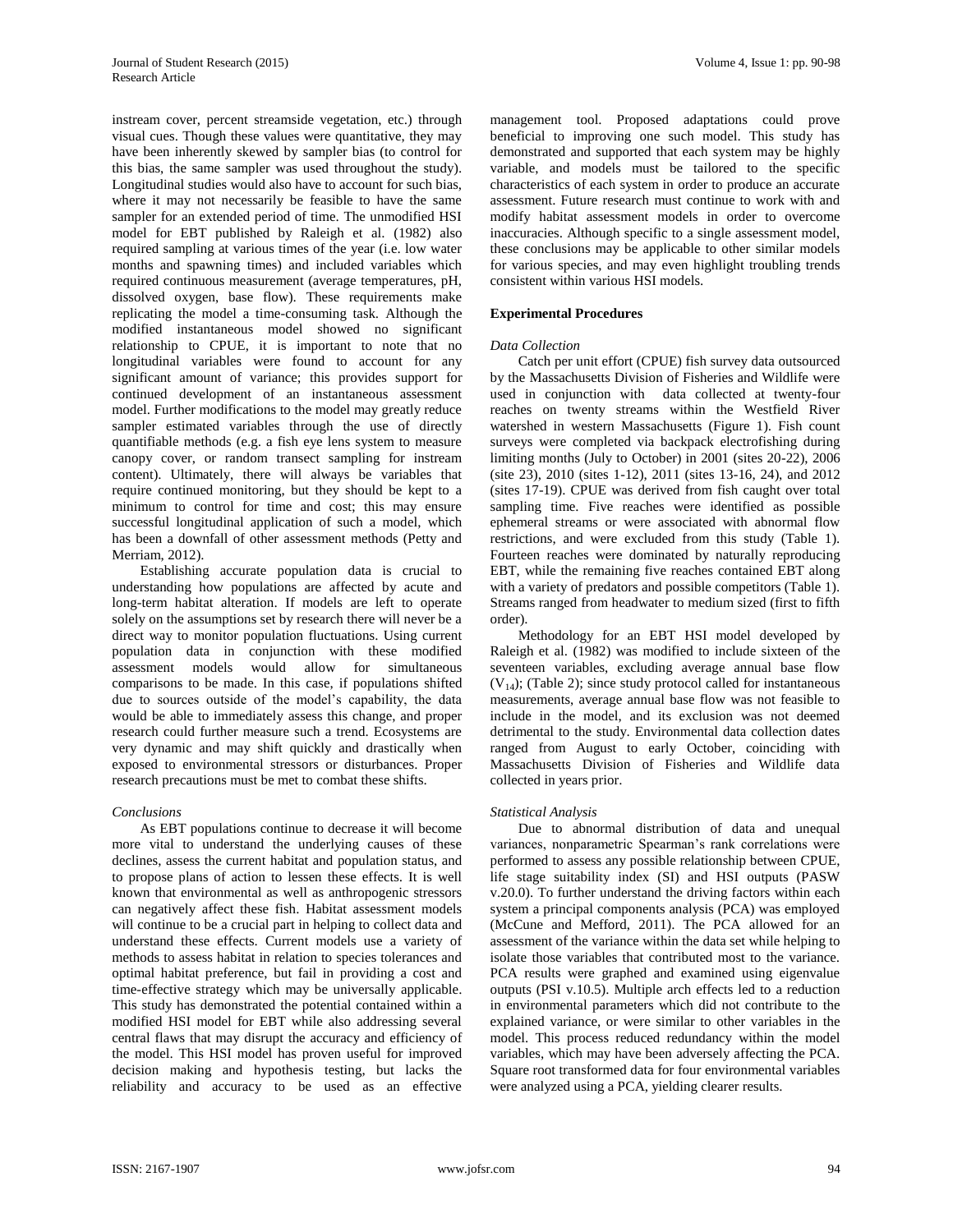instream cover, percent streamside vegetation, etc.) through visual cues. Though these values were quantitative, they may have been inherently skewed by sampler bias (to control for this bias, the same sampler was used throughout the study). Longitudinal studies would also have to account for such bias, where it may not necessarily be feasible to have the same sampler for an extended period of time. The unmodified HSI model for EBT published by Raleigh et al. (1982) also required sampling at various times of the year (i.e. low water months and spawning times) and included variables which required continuous measurement (average temperatures, pH, dissolved oxygen, base flow). These requirements make replicating the model a time-consuming task. Although the modified instantaneous model showed no significant relationship to CPUE, it is important to note that no longitudinal variables were found to account for any significant amount of variance; this provides support for continued development of an instantaneous assessment model. Further modifications to the model may greatly reduce sampler estimated variables through the use of directly quantifiable methods (e.g. a fish eye lens system to measure canopy cover, or random transect sampling for instream content). Ultimately, there will always be variables that require continued monitoring, but they should be kept to a minimum to control for time and cost; this may ensure successful longitudinal application of such a model, which has been a downfall of other assessment methods (Petty and Merriam, 2012).

Establishing accurate population data is crucial to understanding how populations are affected by acute and long-term habitat alteration. If models are left to operate solely on the assumptions set by research there will never be a direct way to monitor population fluctuations. Using current population data in conjunction with these modified assessment models would allow for simultaneous comparisons to be made. In this case, if populations shifted due to sources outside of the model's capability, the data would be able to immediately assess this change, and proper research could further measure such a trend. Ecosystems are very dynamic and may shift quickly and drastically when exposed to environmental stressors or disturbances. Proper research precautions must be met to combat these shifts.

### *Conclusions*

As EBT populations continue to decrease it will become more vital to understand the underlying causes of these declines, assess the current habitat and population status, and to propose plans of action to lessen these effects. It is well known that environmental as well as anthropogenic stressors can negatively affect these fish. Habitat assessment models will continue to be a crucial part in helping to collect data and understand these effects. Current models use a variety of methods to assess habitat in relation to species tolerances and optimal habitat preference, but fail in providing a cost and time-effective strategy which may be universally applicable. This study has demonstrated the potential contained within a modified HSI model for EBT while also addressing several central flaws that may disrupt the accuracy and efficiency of the model. This HSI model has proven useful for improved decision making and hypothesis testing, but lacks the reliability and accuracy to be used as an effective management tool. Proposed adaptations could prove beneficial to improving one such model. This study has demonstrated and supported that each system may be highly variable, and models must be tailored to the specific characteristics of each system in order to produce an accurate assessment. Future research must continue to work with and modify habitat assessment models in order to overcome inaccuracies. Although specific to a single assessment model, these conclusions may be applicable to other similar models for various species, and may even highlight troubling trends consistent within various HSI models.

## **Experimental Procedures**

### *Data Collection*

Catch per unit effort (CPUE) fish survey data outsourced by the Massachusetts Division of Fisheries and Wildlife were used in conjunction with data collected at twenty-four reaches on twenty streams within the Westfield River watershed in western Massachusetts (Figure 1). Fish count surveys were completed via backpack electrofishing during limiting months (July to October) in 2001 (sites 20-22), 2006 (site 23), 2010 (sites 1-12), 2011 (sites 13-16, 24), and 2012 (sites 17-19). CPUE was derived from fish caught over total sampling time. Five reaches were identified as possible ephemeral streams or were associated with abnormal flow restrictions, and were excluded from this study (Table 1). Fourteen reaches were dominated by naturally reproducing EBT, while the remaining five reaches contained EBT along with a variety of predators and possible competitors (Table 1). Streams ranged from headwater to medium sized (first to fifth order).

Methodology for an EBT HSI model developed by Raleigh et al. (1982) was modified to include sixteen of the seventeen variables, excluding average annual base flow ($V_{14}$); (Table 2); since study protocol called for instantaneous measurements, average annual base flow was not feasible to include in the model, and its exclusion was not deemed detrimental to the study. Environmental data collection dates ranged from August to early October, coinciding with Massachusetts Division of Fisheries and Wildlife data collected in years prior.

### *Statistical Analysis*

Due to abnormal distribution of data and unequal variances, nonparametric Spearman's rank correlations were performed to assess any possible relationship between CPUE, life stage suitability index (SI) and HSI outputs (PASW v.20.0). To further understand the driving factors within each system a principal components analysis (PCA) was employed (McCune and Mefford, 2011). The PCA allowed for an assessment of the variance within the data set while helping to isolate those variables that contributed most to the variance. PCA results were graphed and examined using eigenvalue outputs (PSI v.10.5). Multiple arch effects led to a reduction in environmental parameters which did not contribute to the explained variance, or were similar to other variables in the model. This process reduced redundancy within the model variables, which may have been adversely affecting the PCA. Square root transformed data for four environmental variables were analyzed using a PCA, yielding clearer results.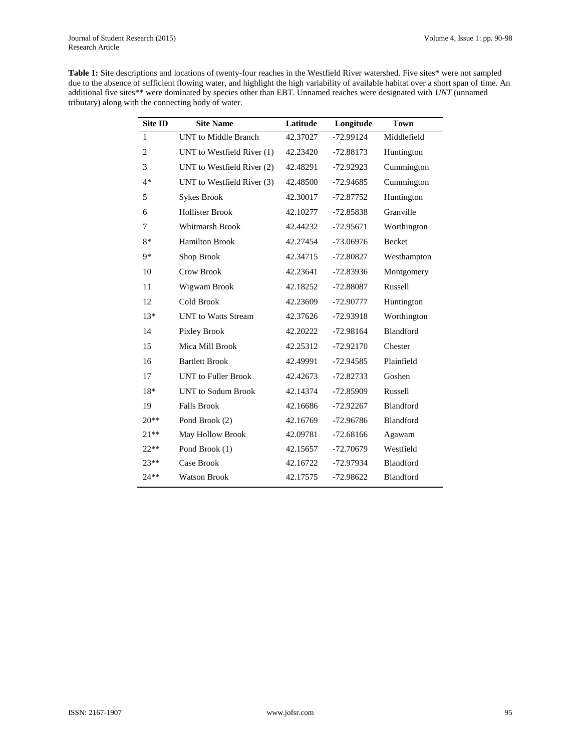**Table 1:** Site descriptions and locations of twenty-four reaches in the Westfield River watershed. Five sites* were not sampled due to the absence of sufficient flowing water, and highlight the high variability of available habitat over a short span of time. An additional five sites** were dominated by species other than EBT. Unnamed reaches were designated with *UNT* (unnamed tributary) along with the connecting body of water.

| Site ID | Site Name | Latitude | Longitude | Town |
|---|---|---|---|---|
| 1 | UNT to Middle Branch | 42.37027 | -72.99124 | Middlefield |
| 2 | UNT to Westfield River (1) | 42.23420 | -72.88173 | Huntington |
| 3 | UNT to Westfield River (2) | 42.48291 | -72.92923 | Cummington |
| 4* | UNT to Westfield River (3) | 42.48500 | -72.94685 | Cummington |
| 5 | Sykes Brook | 42.30017 | -72.87752 | Huntington |
| 6 | Hollister Brook | 42.10277 | -72.85838 | Granville |
| 7 | Whitmarsh Brook | 42.44232 | -72.95671 | Worthington |
| 8* | Hamilton Brook | 42.27454 | -73.06976 | Becket |
| 9* | Shop Brook | 42.34715 | -72.80827 | Westhampton |
| 10 | Crow Brook | 42.23641 | -72.83936 | Montgomery |
| 11 | Wigwam Brook | 42.18252 | -72.88087 | Russell |
| 12 | Cold Brook | 42.23609 | -72.90777 | Huntington |
| 13* | UNT to Watts Stream | 42.37626 | -72.93918 | Worthington |
| 14 | Pixley Brook | 42.20222 | -72.98164 | Blandford |
| 15 | Mica Mill Brook | 42.25312 | -72.92170 | Chester |
| 16 | Bartlett Brook | 42.49991 | -72.94585 | Plainfield |
| 17 | UNT to Fuller Brook | 42.42673 | -72.82733 | Goshen |
| 18* | UNT to Sodum Brook | 42.14374 | -72.85909 | Russell |
| 19 | Falls Brook | 42.16686 | -72.92267 | Blandford |
| 20** | Pond Brook (2) | 42.16769 | -72.96786 | Blandford |
| 21** | May Hollow Brook | 42.09781 | -72.68166 | Agawam |
| 22** | Pond Brook (1) | 42.15657 | -72.70679 | Westfield |
| 23** | Case Brook | 42.16722 | -72.97934 | Blandford |
| 24** | Watson Brook | 42.17575 | -72.98622 | Blandford |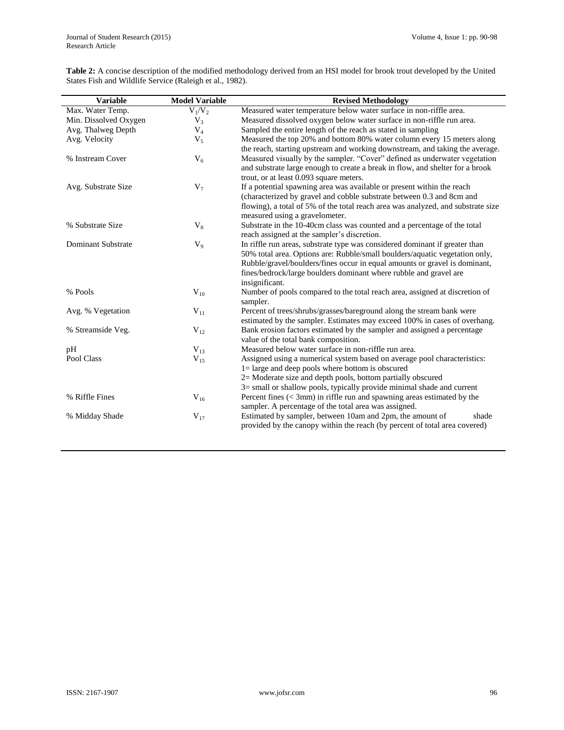**Table 2:** A concise description of the modified methodology derived from an HSI model for brook trout developed by the United States Fish and Wildlife Service (Raleigh et al., 1982).

| Variable | Model Variable | Revised Methodology |
|---|---|---|
| Max. Water Temp. | $V_1/V_2$ | Measured water temperature below water surface in non-riffle area. |
| Min. Dissolved Oxygen | $V_3$ | Measured dissolved oxygen below water surface in non-riffle run area. |
| Avg. Thalweg Depth | $V_4$ | Sampled the entire length of the reach as stated in sampling |
| Avg. Velocity | $V_5$ | Measured the top 20% and bottom 80% water column every 15 meters along the reach, starting upstream and working downstream, and taking the average. |
| % Instream Cover | $V_6$ | Measured visually by the sampler. "Cover" defined as underwater vegetation and substrate large enough to create a break in flow, and shelter for a brook trout, or at least 0.093 square meters. |
| Avg. Substrate Size | $V_7$ | If a potential spawning area was available or present within the reach (characterized by gravel and cobble substrate between 0.3 and 8cm and flowing), a total of 5% of the total reach area was analyzed, and substrate size measured using a gravelometer. |
| % Substrate Size | $V_8$ | Substrate in the 10-40cm class was counted and a percentage of the total reach assigned at the sampler's discretion. |
| Dominant Substrate | $V_9$ | In riffle run areas, substrate type was considered dominant if greater than 50% total area. Options are: Rubble/small boulders/aquatic vegetation only, Rubble/gravel/boulders/fines occur in equal amounts or gravel is dominant, fines/bedrock/large boulders dominant where rubble and gravel are insignificant. |
| % Pools | $V_{10}$ | Number of pools compared to the total reach area, assigned at discretion of sampler. |
| Avg. % Vegetation | $V_{11}$ | Percent of trees/shrubs/grasses/bareground along the stream bank were estimated by the sampler. Estimates may exceed 100% in cases of overhang. |
| % Streamside Veg. | $V_{12}$ | Bank erosion factors estimated by the sampler and assigned a percentage value of the total bank composition. |
| pH | $V_{13}$ | Measured below water surface in non-riffle run area. |
| Pool Class | $V_{15}$ | Assigned using a numerical system based on average pool characteristics: 1= large and deep pools where bottom is obscured 2= Moderate size and depth pools, bottom partially obscured 3= small or shallow pools, typically provide minimal shade and current |
| % Riffle Fines | $V_{16}$ | Percent fines (< 3mm) in riffle run and spawning areas estimated by the sampler. A percentage of the total area was assigned. |
| % Midday Shade | $V_{17}$ | Estimated by sampler, between 10am and 2pm, the amount of shade provided by the canopy within the reach (by percent of total area covered) |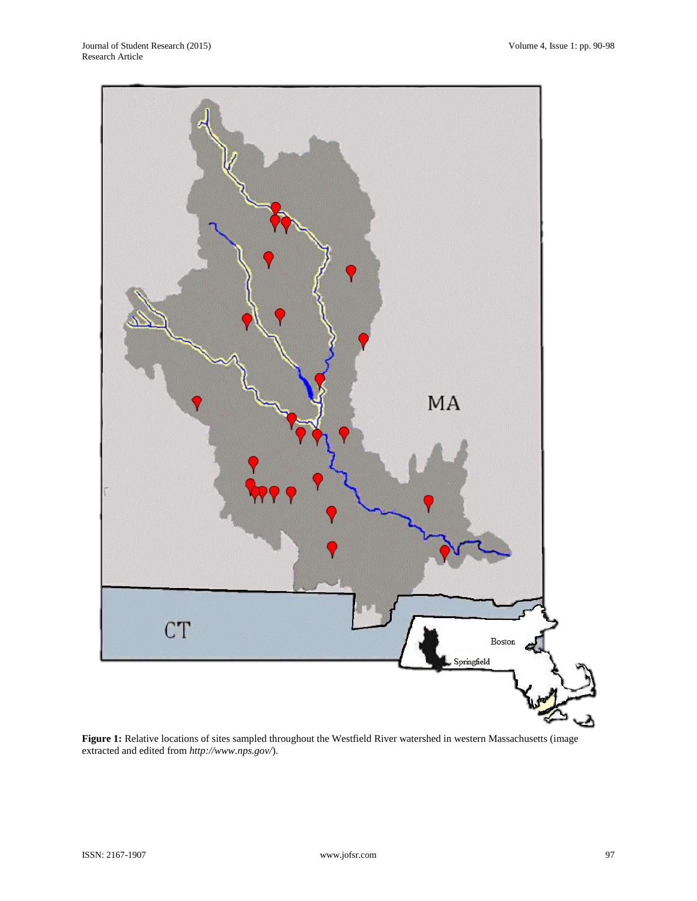**Figure 1:** Relative locations of sites sampled throughout the Westfield River watershed in western Massachusetts (image extracted and edited from *http://www.nps.gov/*).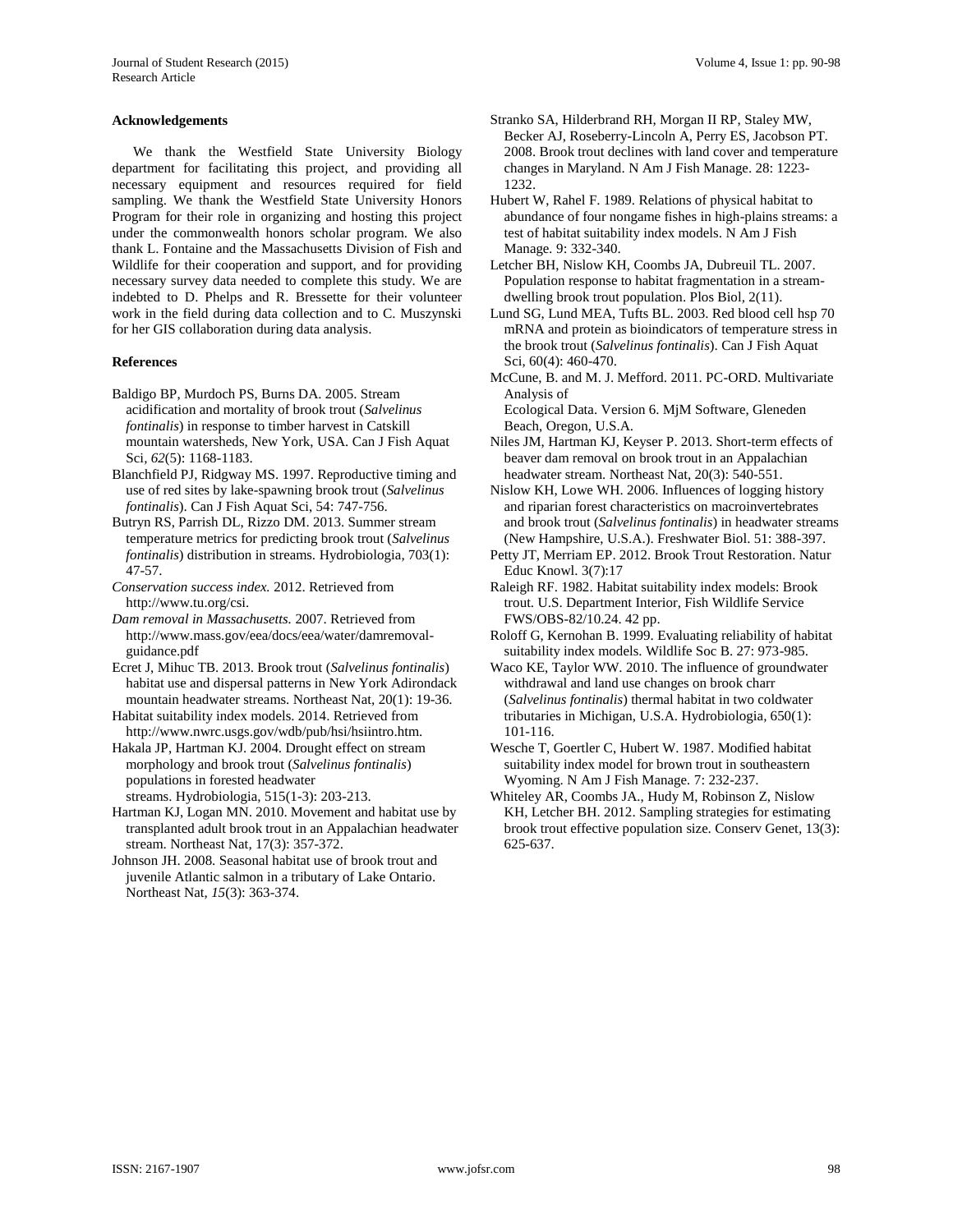### Acknowledgements

We thank the Westfield State University Biology department for facilitating this project, and providing all necessary equipment and resources required for field sampling. We thank the Westfield State University Honors Program for their role in organizing and hosting this project under the commonwealth honors scholar program. We also thank L. Fontaine and the Massachusetts Division of Fish and Wildlife for their cooperation and support, and for providing necessary survey data needed to complete this study. We are indebted to D. Phelps and R. Bressette for their volunteer work in the field during data collection and to C. Muszynski for her GIS collaboration during data analysis.

### References

Baldigo BP, Murdoch PS, Burns DA. 2005. Stream acidification and mortality of brook trout (*Salvelinus fontinalis*) in response to timber harvest in Catskill mountain watersheds, New York, USA. Can J Fish Aquat Sci, *62*(5): 1168-1183.

Blanchfield PJ, Ridgway MS. 1997. Reproductive timing and use of red sites by lake-spawning brook trout (*Salvelinus fontinalis*). Can J Fish Aquat Sci, 54: 747-756.

Butryn RS, Parrish DL, Rizzo DM. 2013. Summer stream temperature metrics for predicting brook trout (*Salvelinus fontinalis*) distribution in streams. Hydrobiologia, 703(1): 47-57.

*Conservation success index.* 2012. Retrieved from http://www.tu.org/csi.

*Dam removal in Massachusetts.* 2007. Retrieved from http://www.mass.gov/eea/docs/eea/water/damremoval-guidance.pdf

Ecret J, Mihuc TB. 2013. Brook trout (*Salvelinus fontinalis*) habitat use and dispersal patterns in New York Adirondack mountain headwater streams. Northeast Nat, 20(1): 19-36.

Habitat suitability index models. 2014. Retrieved from http://www.nwrc.usgs.gov/wdb/pub/hsi/hsiintro.htm.

Hakala JP, Hartman KJ. 2004. Drought effect on stream morphology and brook trout (*Salvelinus fontinalis*) populations in forested headwater streams. Hydrobiologia, 515(1-3): 203-213.

Hartman KJ, Logan MN. 2010. Movement and habitat use by transplanted adult brook trout in an Appalachian headwater stream. Northeast Nat, 17(3): 357-372.

Johnson JH. 2008. Seasonal habitat use of brook trout and juvenile Atlantic salmon in a tributary of Lake Ontario. Northeast Nat, *15*(3): 363-374.

Stranko SA, Hilderbrand RH, Morgan II RP, Staley MW, Becker AJ, Roseberry-Lincoln A, Perry ES, Jacobson PT. 2008. Brook trout declines with land cover and temperature changes in Maryland. N Am J Fish Manage. 28: 1223-1232.

Hubert W, Rahel F. 1989. Relations of physical habitat to abundance of four nongame fishes in high-plains streams: a test of habitat suitability index models. N Am J Fish Manage. 9: 332-340.

Letcher BH, Nislow KH, Coombs JA, Dubreuil TL. 2007. Population response to habitat fragmentation in a stream-dwelling brook trout population. Plos Biol, 2(11).

Lund SG, Lund MEA, Tufts BL. 2003. Red blood cell hsp 70 mRNA and protein as bioindicators of temperature stress in the brook trout (*Salvelinus fontinalis*). Can J Fish Aquat Sci, 60(4): 460-470.

McCune, B. and M. J. Mefford. 2011. PC-ORD. Multivariate Analysis of Ecological Data. Version 6. MjM Software, Gleneden Beach, Oregon, U.S.A.

Niles JM, Hartman KJ, Keyser P. 2013. Short-term effects of beaver dam removal on brook trout in an Appalachian headwater stream. Northeast Nat, 20(3): 540-551.

Nislow KH, Lowe WH. 2006. Influences of logging history and riparian forest characteristics on macroinvertebrates and brook trout (*Salvelinus fontinalis*) in headwater streams (New Hampshire, U.S.A.). Freshwater Biol. 51: 388-397.

Petty JT, Merriam EP. 2012. Brook Trout Restoration. Natur Educ Knowl. 3(7):17

Raleigh RF. 1982. Habitat suitability index models: Brook trout. U.S. Department Interior, Fish Wildlife Service FWS/OBS-82/10.24. 42 pp.

Roloff G, Kernohan B. 1999. Evaluating reliability of habitat suitability index models. Wildlife Soc B. 27: 973-985.

Waco KE, Taylor WW. 2010. The influence of groundwater withdrawal and land use changes on brook charr (*Salvelinus fontinalis*) thermal habitat in two coldwater tributaries in Michigan, U.S.A. Hydrobiologia, 650(1): 101-116.

Wesche T, Goertler C, Hubert W. 1987. Modified habitat suitability index model for brown trout in southeastern Wyoming. N Am J Fish Manage. 7: 232-237.

Whiteley AR, Coombs JA., Hudy M, Robinson Z, Nislow KH, Letcher BH. 2012. Sampling strategies for estimating brook trout effective population size. Conserv Genet, 13(3): 625-637.